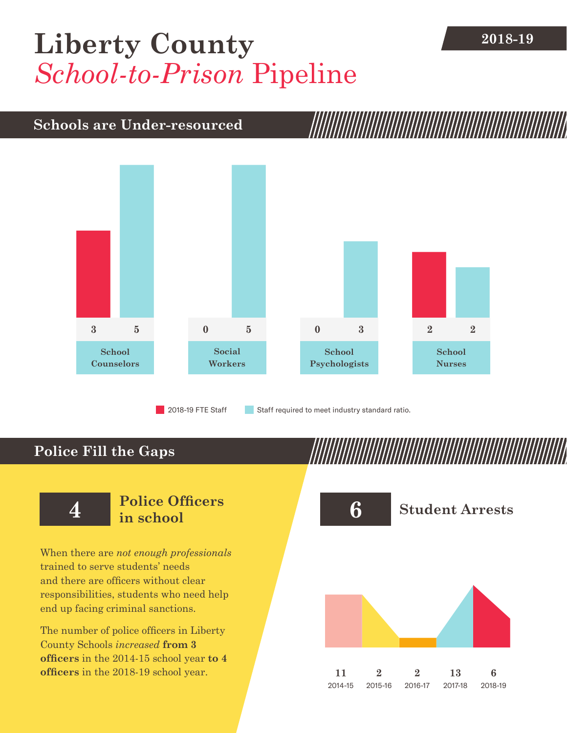# Liberty County *School-to-Prison* Pipeline

**2018-19**

## Schools are Under-resourced

| | School Counselors | Social Workers | School Psychologists | School Nurses |
|---|---|---|---|---|
| 2018-19 FTE Staff | 3 | 0 | 0 | 2 |
| Staff required to meet industry standard ratio. | 5 | 5 | 3 | 2 |

## Police Fill the Gaps

**4** **Police Officers in school**

When there are *not enough professionals* trained to serve students' needs and there are officers without clear responsibilities, students who need help end up facing criminal sanctions.

The number of police officers in Liberty County Schools *increased* **from 3 officers** in the 2014-15 school year **to 4 officers** in the 2018-19 school year.

**6** **Student Arrests**

| 2014-15 | 2015-16 | 2016-17 | 2017-18 | 2018-19 |
|---|---|---|---|---|
| 11 | 2 | 2 | 13 | 6 |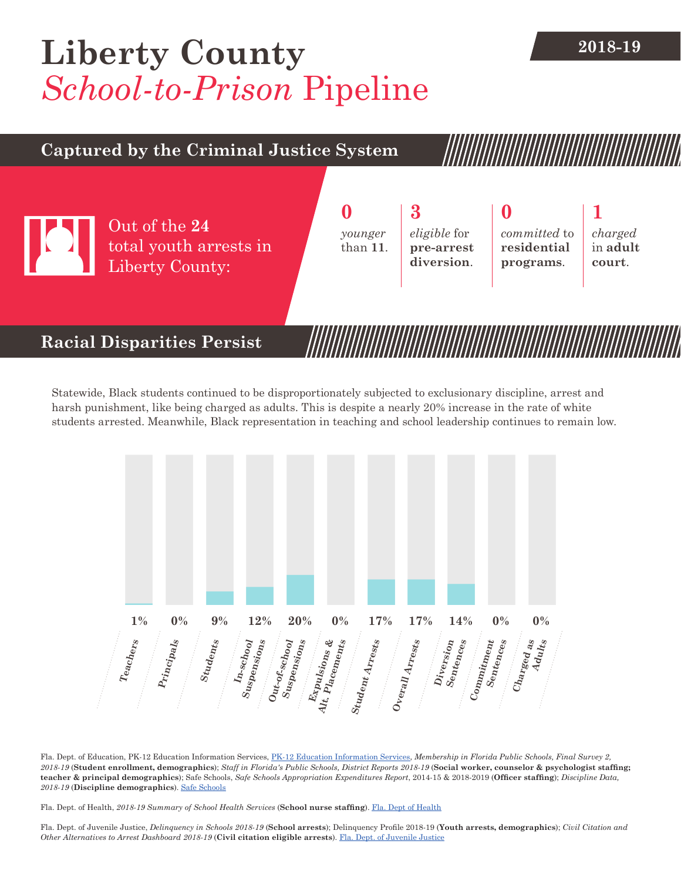# Liberty County *School-to-Prison* Pipeline

2018-19

## Captured by the Criminal Justice System

Out of the **24** total youth arrests in Liberty County:

**0** *younger* than **11**.

**3** *eligible* for **pre-arrest diversion**.

**0** *committed* to **residential programs**.

**1** *charged* in **adult court**.

## Racial Disparities Persist

Statewide, Black students continued to be disproportionately subjected to exclusionary discipline, arrest and harsh punishment, like being charged as adults. This is despite a nearly 20% increase in the rate of white students arrested. Meanwhile, Black representation in teaching and school leadership continues to remain low.

1% Teachers
0% Principals
9% Students
12% In-school Suspensions
20% Out-of-school Suspensions
0% Expulsions & Alt. Placements
17% Student Arrests
17% Overall Arrests
14% Diversion Sentences
0% Commitment Sentences
0% Charged as Adults

Fla. Dept. of Education, PK-12 Education Information Services, PK-12 Education Information Services, *Membership in Florida Public Schools, Final Survey 2, 2018-19* (**Student enrollment, demographics**); *Staff in Florida's Public Schools, District Reports 2018-19* (**Social worker, counselor & psychologist staffing; teacher & principal demographics**); Safe Schools, *Safe Schools Appropriation Expenditures Report*, 2014-15 & 2018-2019 (**Officer staffing**); *Discipline Data, 2018-19* (**Discipline demographics**). Safe Schools

Fla. Dept. of Health, *2018-19 Summary of School Health Services* (**School nurse staffing**). Fla. Dept of Health

Fla. Dept. of Juvenile Justice, *Delinquency in Schools 2018-19* (**School arrests**); Delinquency Profile 2018-19 (**Youth arrests, demographics**); *Civil Citation and Other Alternatives to Arrest Dashboard 2018-19* (**Civil citation eligible arrests**). Fla. Dept. of Juvenile Justice